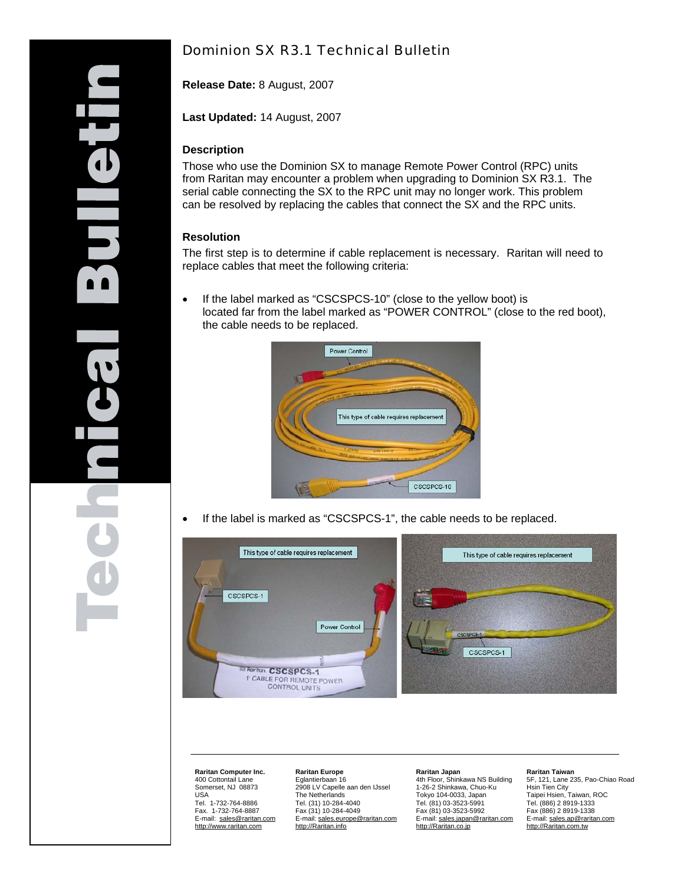# Dominion SX R3.1 Technical Bulletin

**Release Date:** 8 August, 2007

**Last Updated:** 14 August, 2007

### Description

Those who use the Dominion SX to manage Remote Power Control (RPC) units from Raritan may encounter a problem when upgrading to Dominion SX R3.1. The serial cable connecting the SX to the RPC unit may no longer work. This problem can be resolved by replacing the cables that connect the SX and the RPC units.

### Resolution

The first step is to determine if cable replacement is necessary. Raritan will need to replace cables that meet the following criteria:

- If the label marked as "CSCSPCS-10" (close to the yellow boot) is located far from the label marked as "POWER CONTROL" (close to the red boot), the cable needs to be replaced.

- If the label is marked as "CSCSPCS-1", the cable needs to be replaced.

---

**Raritan Computer Inc.**
400 Cottontail Lane
Somerset, NJ 08873
USA
Tel. 1-732-764-8886
Fax. 1-732-764-8887
E-mail: sales@raritan.com
http://www.raritan.com

**Raritan Europe**
Eglantierbaan 16
2908 LV Capelle aan den IJssel
The Netherlands
Tel. (31) 10-284-4040
Fax (31) 10-284-4049
E-mail: sales.europe@raritan.com
http://Raritan.info

**Raritan Japan**
4th Floor, Shinkawa NS Building
1-26-2 Shinkawa, Chuo-Ku
Tokyo 104-0033, Japan
Tel. (81) 03-3523-5991
Fax (81) 03-3523-5992
E-mail: sales.japan@raritan.com
http://Raritan.co.jp

**Raritan Taiwan**
5F, 121, Lane 235, Pao-Chiao Road
Hsin Tien City
Taipei Hsien, Taiwan, ROC
Tel. (886) 2 8919-1333
Fax (886) 2 8919-1338
E-mail: sales.ap@raritan.com
http://Raritan.com.tw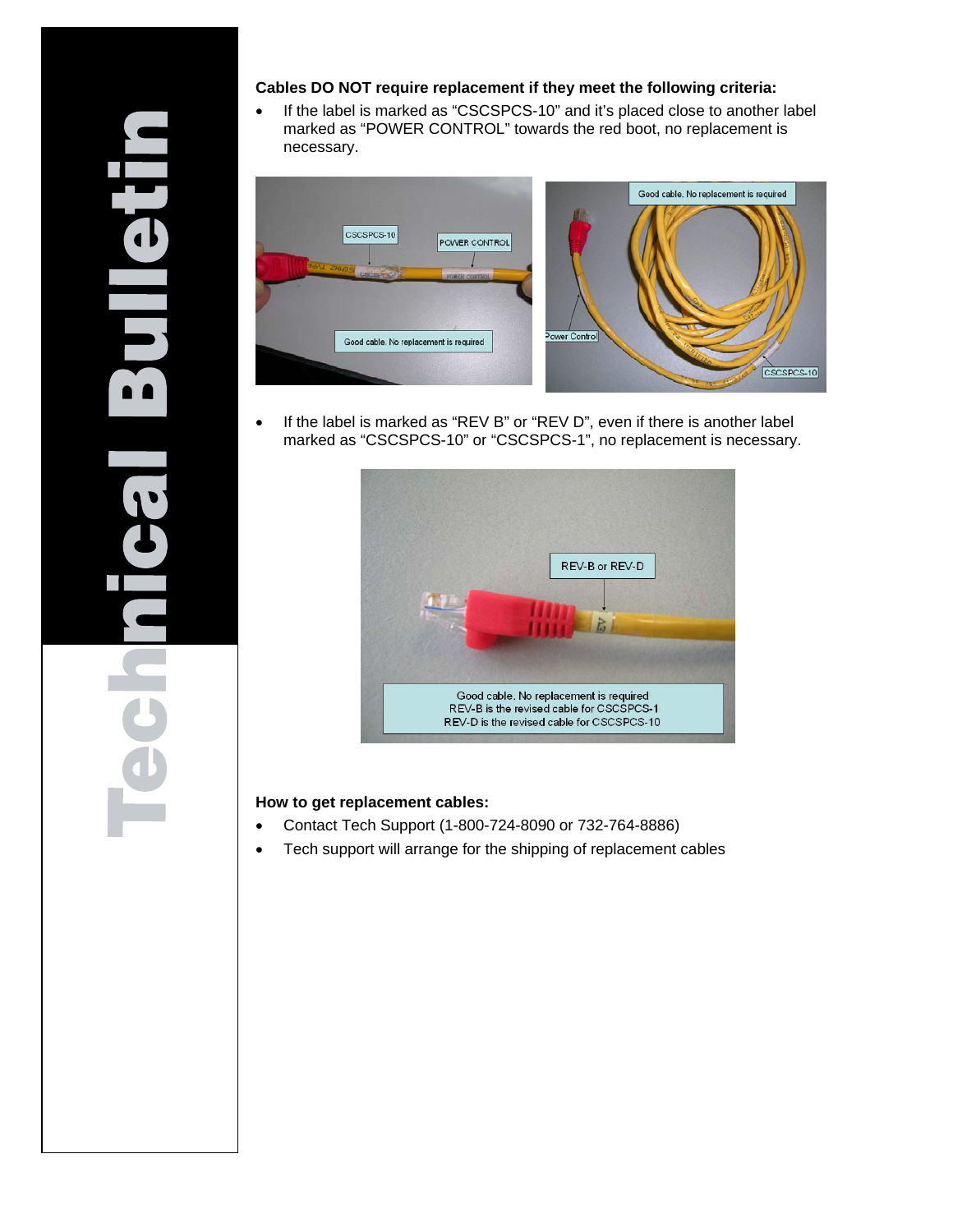**Cables DO NOT require replacement if they meet the following criteria:**

- If the label is marked as "CSCSPCS-10" and it's placed close to another label marked as "POWER CONTROL" towards the red boot, no replacement is necessary.

- If the label is marked as "REV B" or "REV D", even if there is another label marked as "CSCSPCS-10" or "CSCSPCS-1", no replacement is necessary.

**How to get replacement cables:**

- Contact Tech Support (1-800-724-8090 or 732-764-8886)
- Tech support will arrange for the shipping of replacement cables